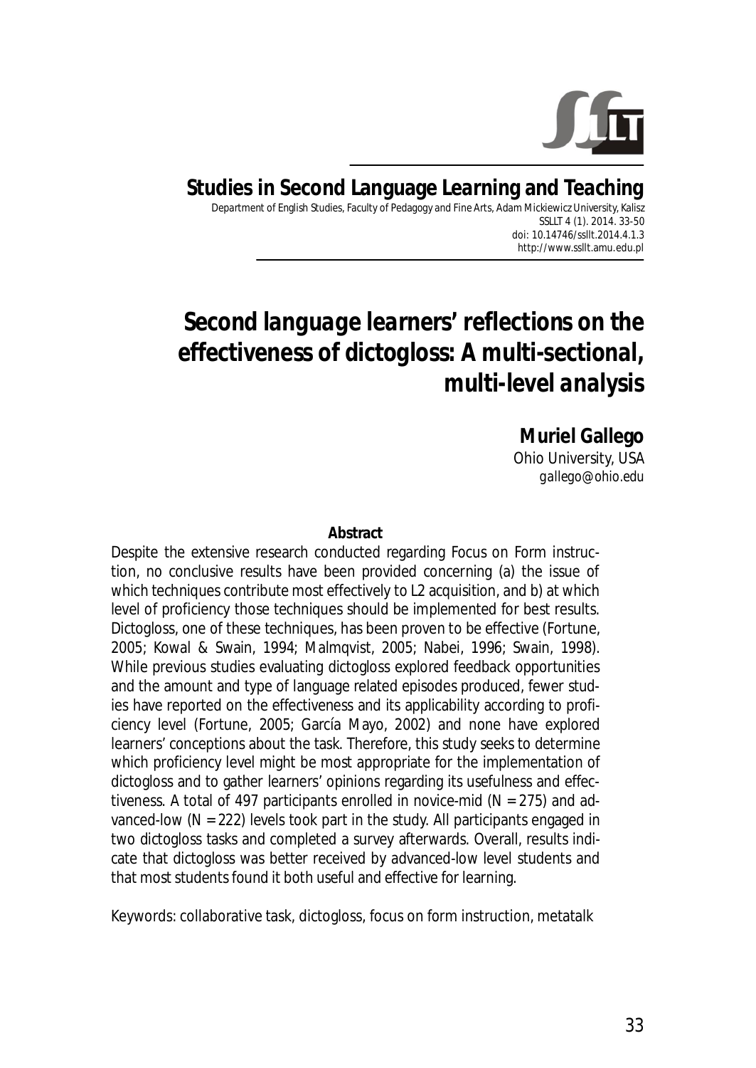**Studies in Second Language Learning and Teaching**

Department of English Studies, Faculty of Pedagogy and Fine Arts, Adam Mickiewicz University, Kalisz
SSLLT 4 (1). 2014. 33-50
doi: 10.14746/ssllt.2014.4.1.3
http://www.ssllt.amu.edu.pl

# Second language learners' reflections on the effectiveness of dictogloss: A multi-sectional, multi-level analysis

**Muriel Gallego**
Ohio University, USA
*gallego@ohio.edu*

**Abstract**

Despite the extensive research conducted regarding Focus on Form instruction, no conclusive results have been provided concerning (a) the issue of which techniques contribute most effectively to L2 acquisition, and b) at which level of proficiency those techniques should be implemented for best results. Dictogloss, one of these techniques, has been proven to be effective (Fortune, 2005; Kowal & Swain, 1994; Malmqvist, 2005; Nabei, 1996; Swain, 1998). While previous studies evaluating dictogloss explored feedback opportunities and the amount and type of language related episodes produced, fewer studies have reported on the effectiveness and its applicability according to proficiency level (Fortune, 2005; García Mayo, 2002) and none have explored learners' conceptions about the task. Therefore, this study seeks to determine which proficiency level might be most appropriate for the implementation of dictogloss and to gather learners' opinions regarding its usefulness and effectiveness. A total of 497 participants enrolled in novice-mid (N = 275) and advanced-low (N = 222) levels took part in the study. All participants engaged in two dictogloss tasks and completed a survey afterwards. Overall, results indicate that dictogloss was better received by advanced-low level students and that most students found it both useful and effective for learning.

Keywords: collaborative task, dictogloss, focus on form instruction, metatalk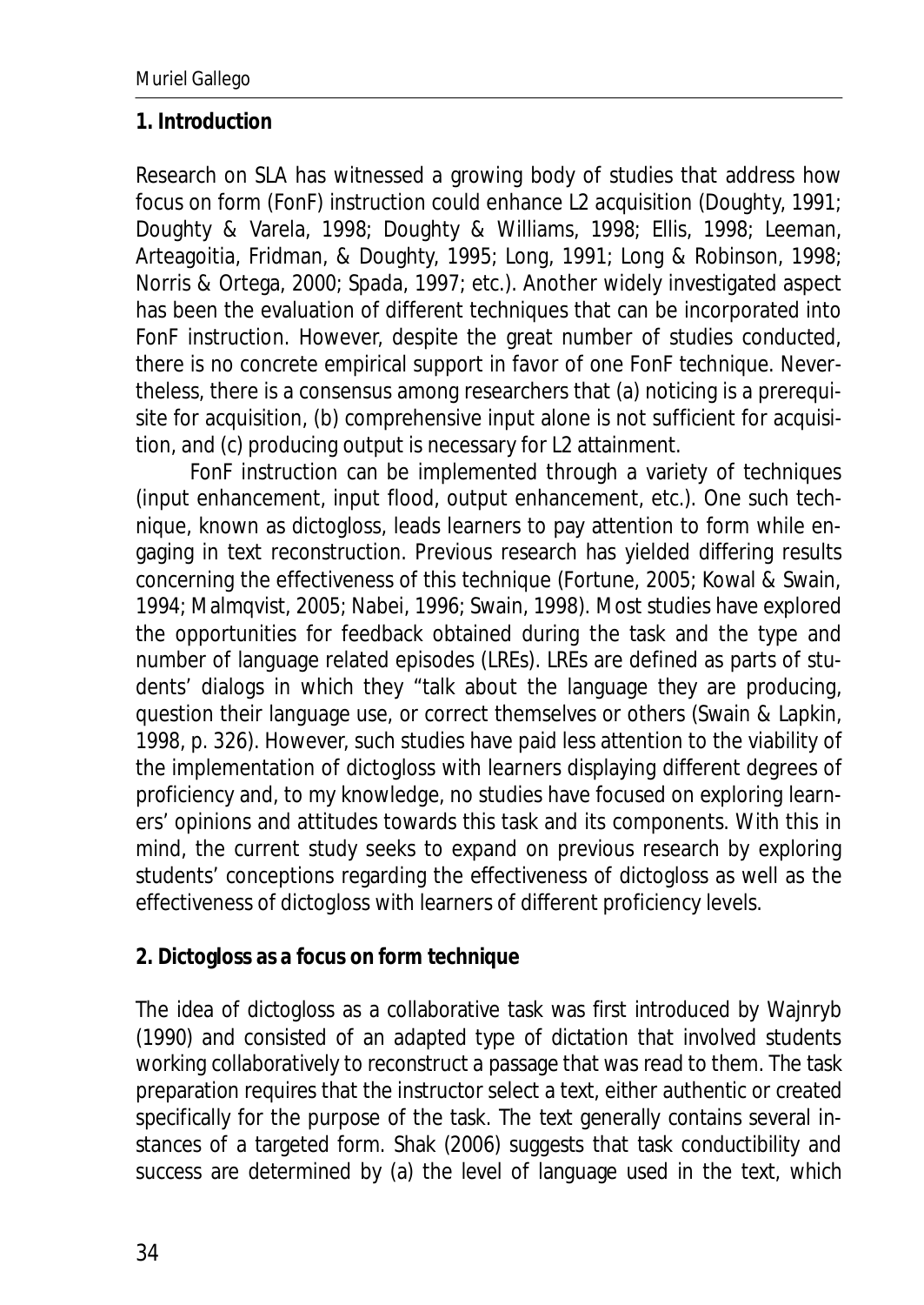## 1. Introduction

Research on SLA has witnessed a growing body of studies that address how focus on form (FonF) instruction could enhance L2 acquisition (Doughty, 1991; Doughty & Varela, 1998; Doughty & Williams, 1998; Ellis, 1998; Leeman, Arteagoitia, Fridman, & Doughty, 1995; Long, 1991; Long & Robinson, 1998; Norris & Ortega, 2000; Spada, 1997; etc.). Another widely investigated aspect has been the evaluation of different techniques that can be incorporated into FonF instruction. However, despite the great number of studies conducted, there is no concrete empirical support in favor of one FonF technique. Nevertheless, there is a consensus among researchers that (a) noticing is a prerequisite for acquisition, (b) comprehensive input alone is not sufficient for acquisition, and (c) producing output is necessary for L2 attainment.

FonF instruction can be implemented through a variety of techniques (input enhancement, input flood, output enhancement, etc.). One such technique, known as dictogloss, leads learners to pay attention to form while engaging in text reconstruction. Previous research has yielded differing results concerning the effectiveness of this technique (Fortune, 2005; Kowal & Swain, 1994; Malmqvist, 2005; Nabei, 1996; Swain, 1998). Most studies have explored the opportunities for feedback obtained during the task and the type and number of language related episodes (LREs). LREs are defined as parts of students' dialogs in which they "talk about the language they are producing, question their language use, or correct themselves or others (Swain & Lapkin, 1998, p. 326). However, such studies have paid less attention to the viability of the implementation of dictogloss with learners displaying different degrees of proficiency and, to my knowledge, no studies have focused on exploring learners' opinions and attitudes towards this task and its components. With this in mind, the current study seeks to expand on previous research by exploring students' conceptions regarding the effectiveness of dictogloss as well as the effectiveness of dictogloss with learners of different proficiency levels.

## 2. Dictogloss as a focus on form technique

The idea of dictogloss as a collaborative task was first introduced by Wajnryb (1990) and consisted of an adapted type of dictation that involved students working collaboratively to reconstruct a passage that was read to them. The task preparation requires that the instructor select a text, either authentic or created specifically for the purpose of the task. The text generally contains several instances of a targeted form. Shak (2006) suggests that task conductibility and success are determined by (a) the level of language used in the text, which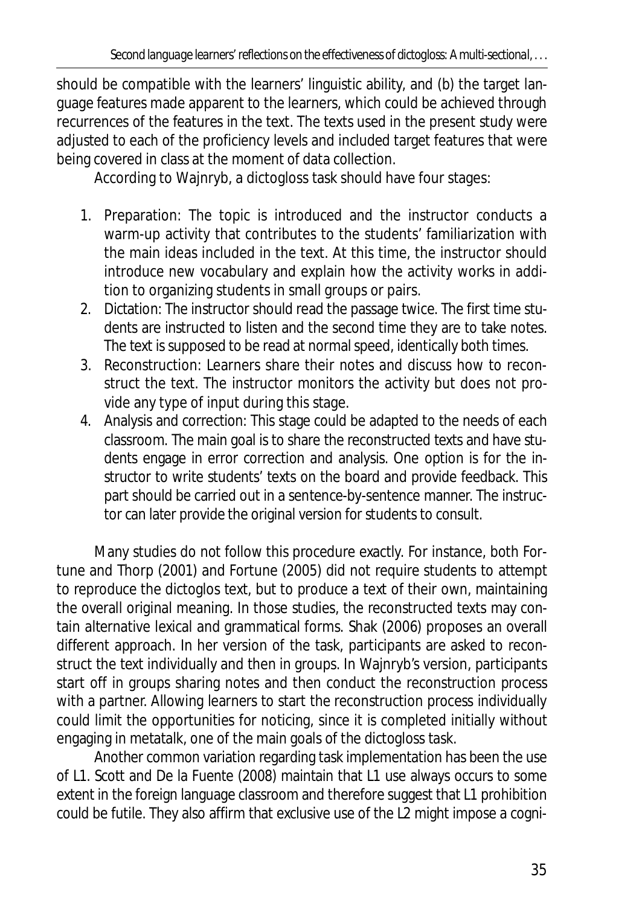should be compatible with the learners' linguistic ability, and (b) the target language features made apparent to the learners, which could be achieved through recurrences of the features in the text. The texts used in the present study were adjusted to each of the proficiency levels and included target features that were being covered in class at the moment of data collection.

According to Wajnryb, a dictogloss task should have four stages:

1. Preparation: The topic is introduced and the instructor conducts a warm-up activity that contributes to the students' familiarization with the main ideas included in the text. At this time, the instructor should introduce new vocabulary and explain how the activity works in addition to organizing students in small groups or pairs.
2. Dictation: The instructor should read the passage twice. The first time students are instructed to listen and the second time they are to take notes. The text is supposed to be read at normal speed, identically both times.
3. Reconstruction: Learners share their notes and discuss how to reconstruct the text. The instructor monitors the activity but does not provide any type of input during this stage.
4. Analysis and correction: This stage could be adapted to the needs of each classroom. The main goal is to share the reconstructed texts and have students engage in error correction and analysis. One option is for the instructor to write students' texts on the board and provide feedback. This part should be carried out in a sentence-by-sentence manner. The instructor can later provide the original version for students to consult.

Many studies do not follow this procedure exactly. For instance, both Fortune and Thorp (2001) and Fortune (2005) did not require students to attempt to reproduce the dictoglos text, but to produce a text of their own, maintaining the overall original meaning. In those studies, the reconstructed texts may contain alternative lexical and grammatical forms. Shak (2006) proposes an overall different approach. In her version of the task, participants are asked to reconstruct the text individually and then in groups. In Wajnryb's version, participants start off in groups sharing notes and then conduct the reconstruction process with a partner. Allowing learners to start the reconstruction process individually could limit the opportunities for noticing, since it is completed initially without engaging in metatalk, one of the main goals of the dictogloss task.

Another common variation regarding task implementation has been the use of L1. Scott and De la Fuente (2008) maintain that L1 use always occurs to some extent in the foreign language classroom and therefore suggest that L1 prohibition could be futile. They also affirm that exclusive use of the L2 might impose a cogni-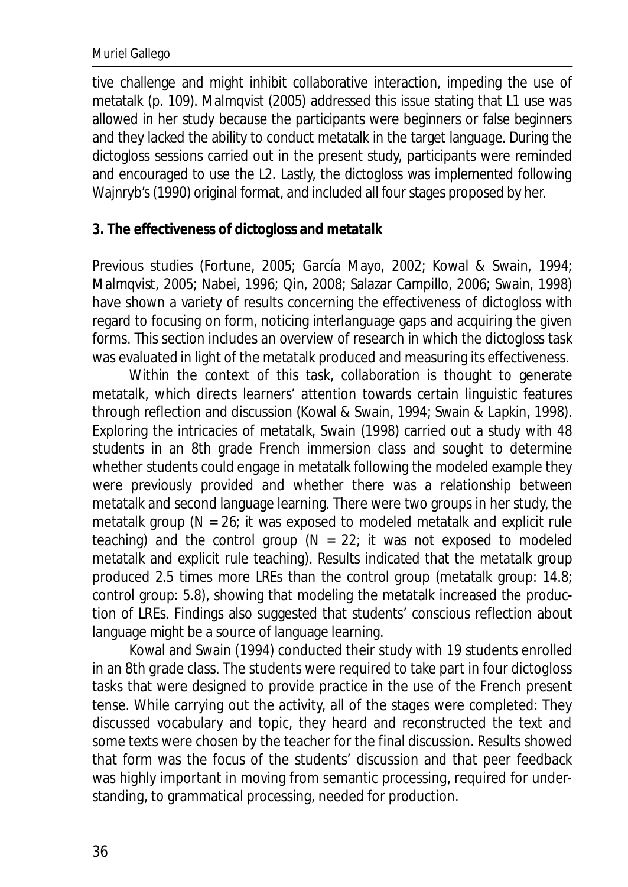tive challenge and might inhibit collaborative interaction, impeding the use of metatalk (p. 109). Malmqvist (2005) addressed this issue stating that L1 use was allowed in her study because the participants were beginners or false beginners and they lacked the ability to conduct metatalk in the target language. During the dictogloss sessions carried out in the present study, participants were reminded and encouraged to use the L2. Lastly, the dictogloss was implemented following Wajnryb's (1990) original format, and included all four stages proposed by her.

## 3. The effectiveness of dictogloss and metatalk

Previous studies (Fortune, 2005; García Mayo, 2002; Kowal & Swain, 1994; Malmqvist, 2005; Nabei, 1996; Qin, 2008; Salazar Campillo, 2006; Swain, 1998) have shown a variety of results concerning the effectiveness of dictogloss with regard to focusing on form, noticing interlanguage gaps and acquiring the given forms. This section includes an overview of research in which the dictogloss task was evaluated in light of the metatalk produced and measuring its effectiveness.

Within the context of this task, collaboration is thought to generate metatalk, which directs learners' attention towards certain linguistic features through reflection and discussion (Kowal & Swain, 1994; Swain & Lapkin, 1998). Exploring the intricacies of metatalk, Swain (1998) carried out a study with 48 students in an 8th grade French immersion class and sought to determine whether students could engage in metatalk following the modeled example they were previously provided and whether there was a relationship between metatalk and second language learning. There were two groups in her study, the metatalk group (N = 26; it was exposed to modeled metatalk and explicit rule teaching) and the control group (N = 22; it was not exposed to modeled metatalk and explicit rule teaching). Results indicated that the metatalk group produced 2.5 times more LREs than the control group (metatalk group: 14.8; control group: 5.8), showing that modeling the metatalk increased the production of LREs. Findings also suggested that students' conscious reflection about language might be a source of language learning.

Kowal and Swain (1994) conducted their study with 19 students enrolled in an 8th grade class. The students were required to take part in four dictogloss tasks that were designed to provide practice in the use of the French present tense. While carrying out the activity, all of the stages were completed: They discussed vocabulary and topic, they heard and reconstructed the text and some texts were chosen by the teacher for the final discussion. Results showed that form was the focus of the students' discussion and that peer feedback was highly important in moving from semantic processing, required for understanding, to grammatical processing, needed for production.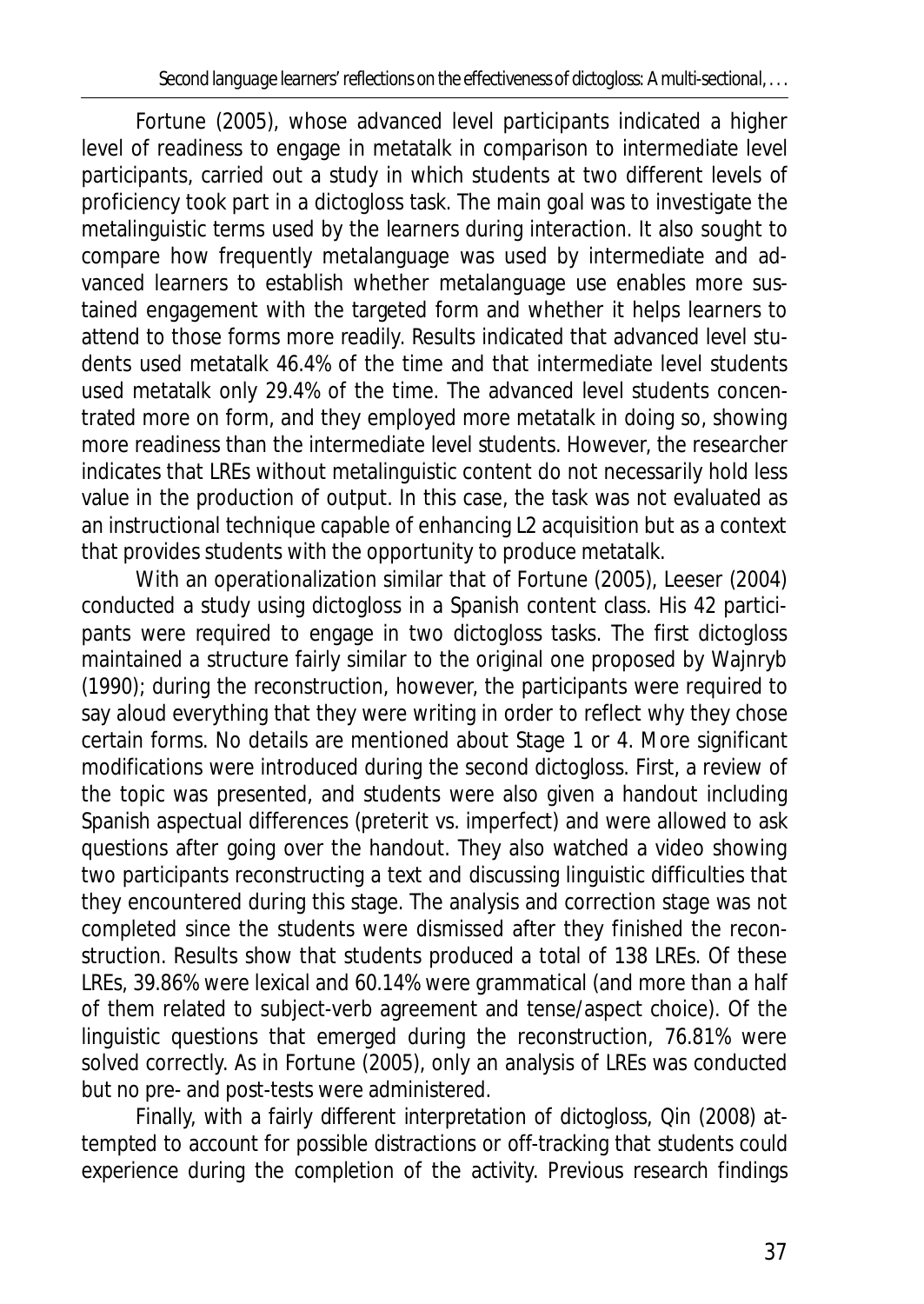Fortune (2005), whose advanced level participants indicated a higher level of readiness to engage in metatalk in comparison to intermediate level participants, carried out a study in which students at two different levels of proficiency took part in a dictogloss task. The main goal was to investigate the metalinguistic terms used by the learners during interaction. It also sought to compare how frequently metalanguage was used by intermediate and advanced learners to establish whether metalanguage use enables more sustained engagement with the targeted form and whether it helps learners to attend to those forms more readily. Results indicated that advanced level students used metatalk 46.4% of the time and that intermediate level students used metatalk only 29.4% of the time. The advanced level students concentrated more on form, and they employed more metatalk in doing so, showing more readiness than the intermediate level students. However, the researcher indicates that LREs without metalinguistic content do not necessarily hold less value in the production of output. In this case, the task was not evaluated as an instructional technique capable of enhancing L2 acquisition but as a context that provides students with the opportunity to produce metatalk.

With an operationalization similar that of Fortune (2005), Leeser (2004) conducted a study using dictogloss in a Spanish content class. His 42 participants were required to engage in two dictogloss tasks. The first dictogloss maintained a structure fairly similar to the original one proposed by Wajnryb (1990); during the reconstruction, however, the participants were required to say aloud everything that they were writing in order to reflect why they chose certain forms. No details are mentioned about Stage 1 or 4. More significant modifications were introduced during the second dictogloss. First, a review of the topic was presented, and students were also given a handout including Spanish aspectual differences (preterit vs. imperfect) and were allowed to ask questions after going over the handout. They also watched a video showing two participants reconstructing a text and discussing linguistic difficulties that they encountered during this stage. The analysis and correction stage was not completed since the students were dismissed after they finished the reconstruction. Results show that students produced a total of 138 LREs. Of these LREs, 39.86% were lexical and 60.14% were grammatical (and more than a half of them related to subject-verb agreement and tense/aspect choice). Of the linguistic questions that emerged during the reconstruction, 76.81% were solved correctly. As in Fortune (2005), only an analysis of LREs was conducted but no pre- and post-tests were administered.

Finally, with a fairly different interpretation of dictogloss, Qin (2008) attempted to account for possible distractions or off-tracking that students could experience during the completion of the activity. Previous research findings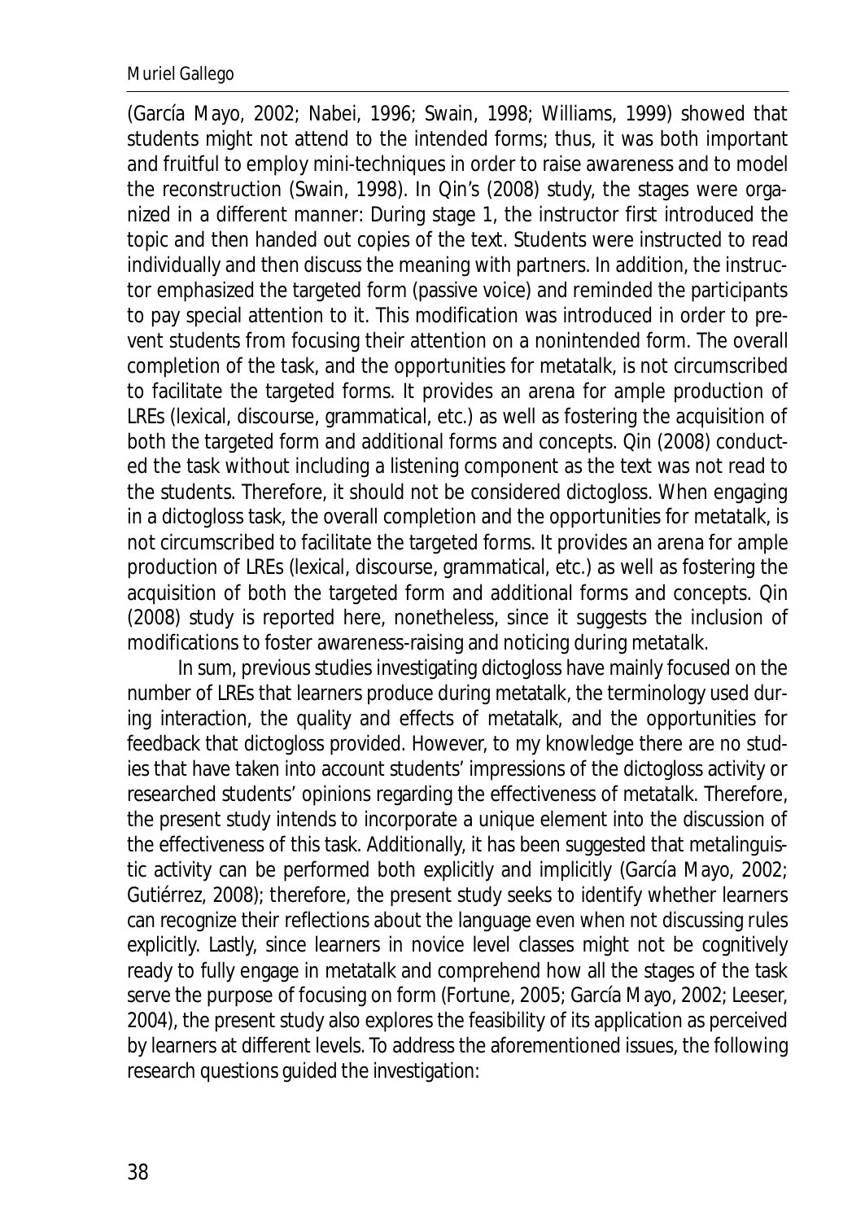(García Mayo, 2002; Nabei, 1996; Swain, 1998; Williams, 1999) showed that students might not attend to the intended forms; thus, it was both important and fruitful to employ mini-techniques in order to raise awareness and to model the reconstruction (Swain, 1998). In Qin's (2008) study, the stages were organized in a different manner: During stage 1, the instructor first introduced the topic and then handed out copies of the text. Students were instructed to read individually and then discuss the meaning with partners. In addition, the instructor emphasized the targeted form (passive voice) and reminded the participants to pay special attention to it. This modification was introduced in order to prevent students from focusing their attention on a nonintended form. The overall completion of the task, and the opportunities for metatalk, is not circumscribed to facilitate the targeted forms. It provides an arena for ample production of LREs (lexical, discourse, grammatical, etc.) as well as fostering the acquisition of both the targeted form and additional forms and concepts. Qin (2008) conducted the task without including a listening component as the text was not read to the students. Therefore, it should not be considered dictogloss. When engaging in a dictogloss task, the overall completion and the opportunities for metatalk, is not circumscribed to facilitate the targeted forms. It provides an arena for ample production of LREs (lexical, discourse, grammatical, etc.) as well as fostering the acquisition of both the targeted form and additional forms and concepts. Qin (2008) study is reported here, nonetheless, since it suggests the inclusion of modifications to foster awareness-raising and noticing during metatalk.

In sum, previous studies investigating dictogloss have mainly focused on the number of LREs that learners produce during metatalk, the terminology used during interaction, the quality and effects of metatalk, and the opportunities for feedback that dictogloss provided. However, to my knowledge there are no studies that have taken into account students' impressions of the dictogloss activity or researched students' opinions regarding the effectiveness of metatalk. Therefore, the present study intends to incorporate a unique element into the discussion of the effectiveness of this task. Additionally, it has been suggested that metalinguistic activity can be performed both explicitly and implicitly (García Mayo, 2002; Gutiérrez, 2008); therefore, the present study seeks to identify whether learners can recognize their reflections about the language even when not discussing rules explicitly. Lastly, since learners in novice level classes might not be cognitively ready to fully engage in metatalk and comprehend how all the stages of the task serve the purpose of focusing on form (Fortune, 2005; García Mayo, 2002; Leeser, 2004), the present study also explores the feasibility of its application as perceived by learners at different levels. To address the aforementioned issues, the following research questions guided the investigation: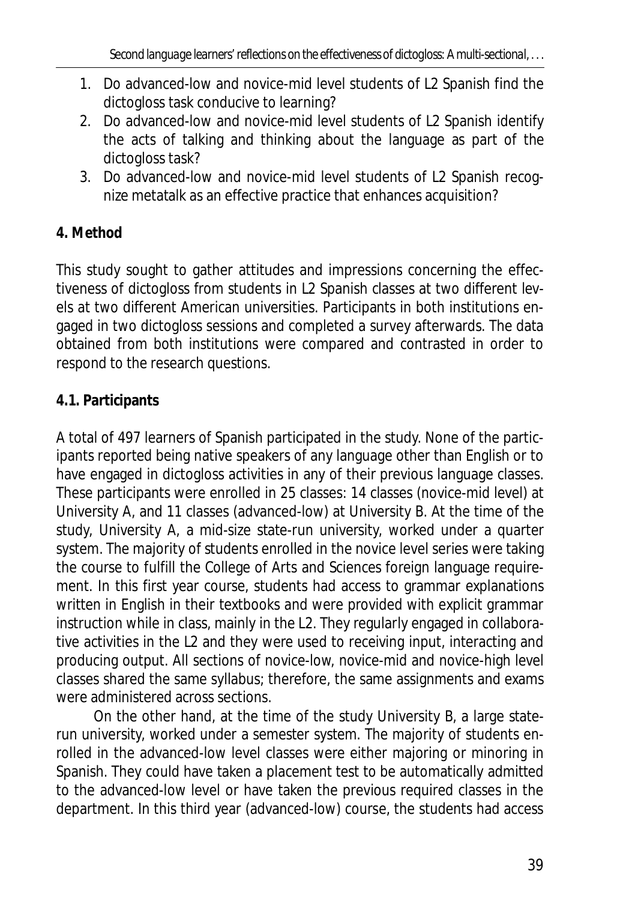1. Do advanced-low and novice-mid level students of L2 Spanish find the dictogloss task conducive to learning?
2. Do advanced-low and novice-mid level students of L2 Spanish identify the acts of talking and thinking about the language as part of the dictogloss task?
3. Do advanced-low and novice-mid level students of L2 Spanish recognize metatalk as an effective practice that enhances acquisition?

## 4. Method

This study sought to gather attitudes and impressions concerning the effectiveness of dictogloss from students in L2 Spanish classes at two different levels at two different American universities. Participants in both institutions engaged in two dictogloss sessions and completed a survey afterwards. The data obtained from both institutions were compared and contrasted in order to respond to the research questions.

### 4.1. Participants

A total of 497 learners of Spanish participated in the study. None of the participants reported being native speakers of any language other than English or to have engaged in dictogloss activities in any of their previous language classes. These participants were enrolled in 25 classes: 14 classes (novice-mid level) at University A, and 11 classes (advanced-low) at University B. At the time of the study, University A, a mid-size state-run university, worked under a quarter system. The majority of students enrolled in the novice level series were taking the course to fulfill the College of Arts and Sciences foreign language requirement. In this first year course, students had access to grammar explanations written in English in their textbooks and were provided with explicit grammar instruction while in class, mainly in the L2. They regularly engaged in collaborative activities in the L2 and they were used to receiving input, interacting and producing output. All sections of novice-low, novice-mid and novice-high level classes shared the same syllabus; therefore, the same assignments and exams were administered across sections.

On the other hand, at the time of the study University B, a large state-run university, worked under a semester system. The majority of students enrolled in the advanced-low level classes were either majoring or minoring in Spanish. They could have taken a placement test to be automatically admitted to the advanced-low level or have taken the previous required classes in the department. In this third year (advanced-low) course, the students had access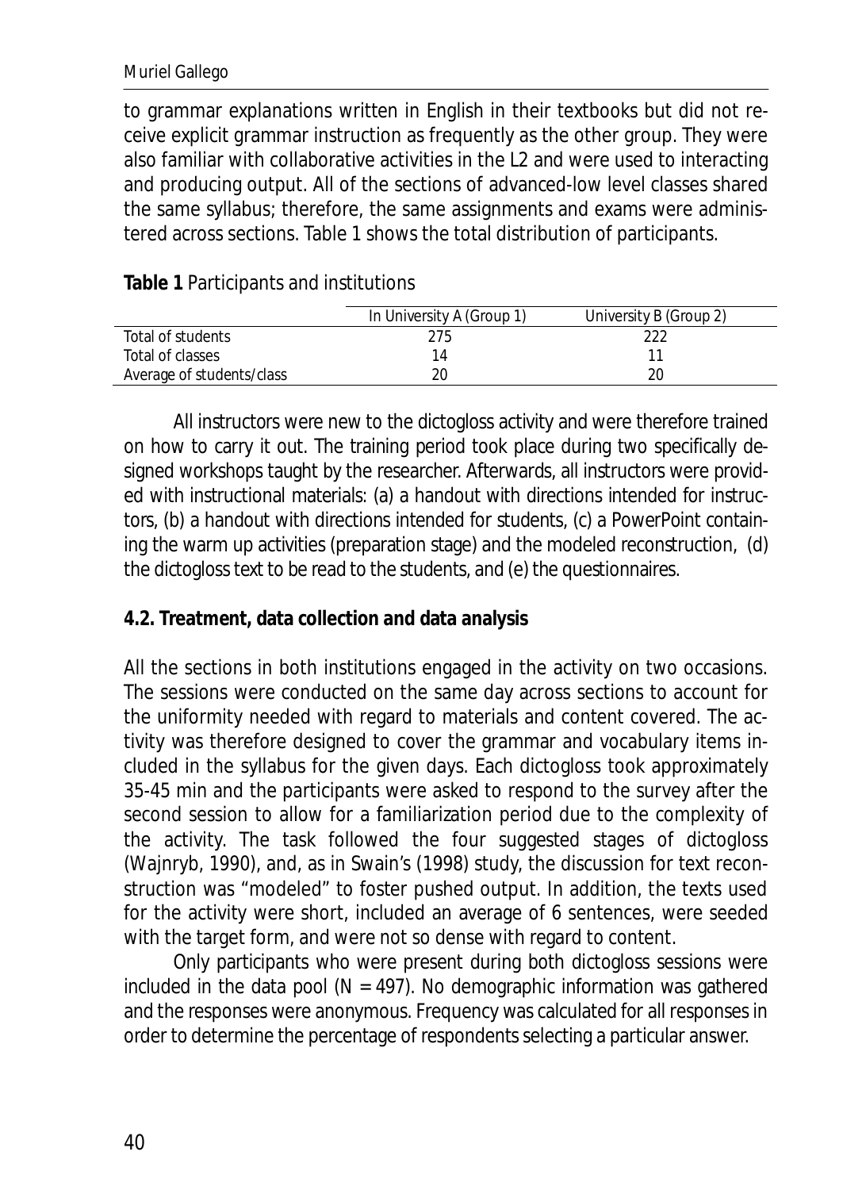to grammar explanations written in English in their textbooks but did not receive explicit grammar instruction as frequently as the other group. They were also familiar with collaborative activities in the L2 and were used to interacting and producing output. All of the sections of advanced-low level classes shared the same syllabus; therefore, the same assignments and exams were administered across sections. Table 1 shows the total distribution of participants.

**Table 1** Participants and institutions

| | In University A (Group 1) | University B (Group 2) |
|---|---|---|
| Total of students | 275 | 222 |
| Total of classes | 14 | 11 |
| Average of students/class | 20 | 20 |

All instructors were new to the dictogloss activity and were therefore trained on how to carry it out. The training period took place during two specifically designed workshops taught by the researcher. Afterwards, all instructors were provided with instructional materials: (a) a handout with directions intended for instructors, (b) a handout with directions intended for students, (c) a PowerPoint containing the warm up activities (preparation stage) and the modeled reconstruction, (d) the dictogloss text to be read to the students, and (e) the questionnaires.

### 4.2. Treatment, data collection and data analysis

All the sections in both institutions engaged in the activity on two occasions. The sessions were conducted on the same day across sections to account for the uniformity needed with regard to materials and content covered. The activity was therefore designed to cover the grammar and vocabulary items included in the syllabus for the given days. Each dictogloss took approximately 35-45 min and the participants were asked to respond to the survey after the second session to allow for a familiarization period due to the complexity of the activity. The task followed the four suggested stages of dictogloss (Wajnryb, 1990), and, as in Swain's (1998) study, the discussion for text reconstruction was "modeled" to foster pushed output. In addition, the texts used for the activity were short, included an average of 6 sentences, were seeded with the target form, and were not so dense with regard to content.

Only participants who were present during both dictogloss sessions were included in the data pool ($N = 497$). No demographic information was gathered and the responses were anonymous. Frequency was calculated for all responses in order to determine the percentage of respondents selecting a particular answer.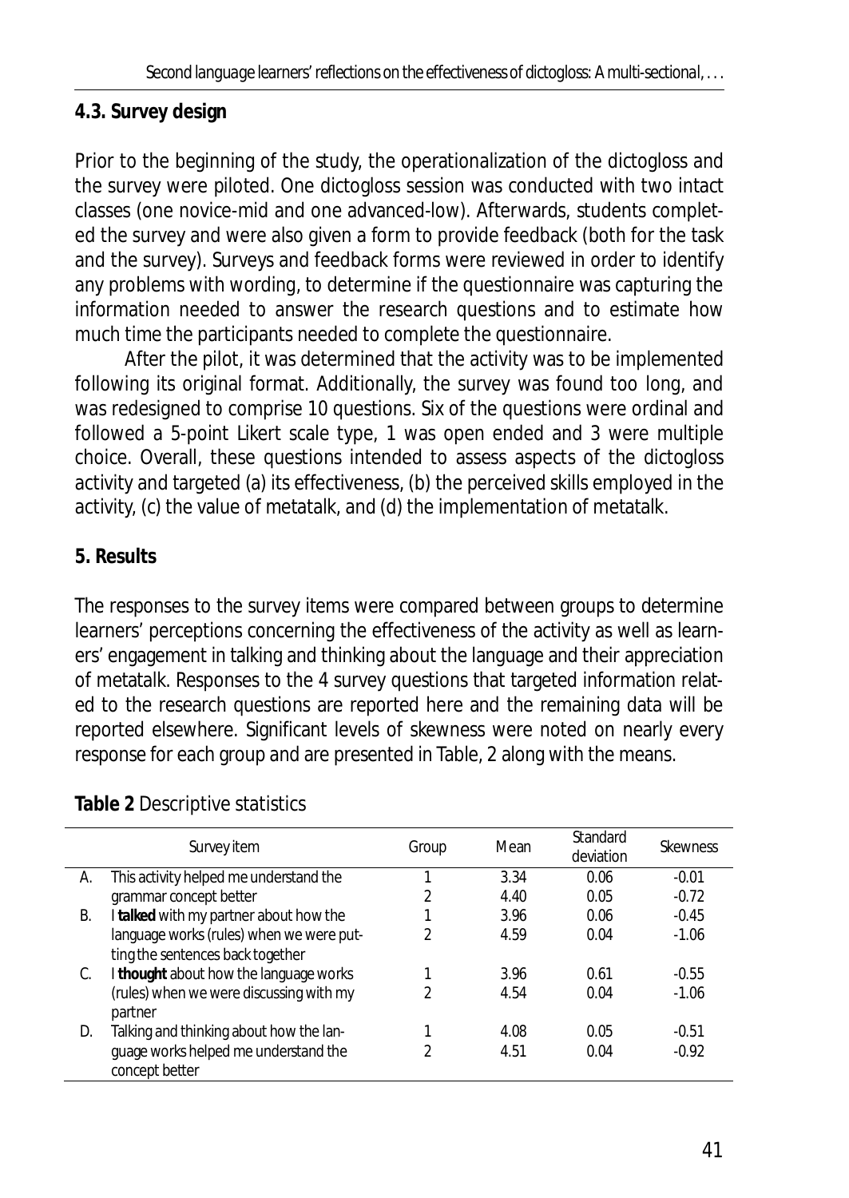### 4.3. Survey design

Prior to the beginning of the study, the operationalization of the dictogloss and the survey were piloted. One dictogloss session was conducted with two intact classes (one novice-mid and one advanced-low). Afterwards, students completed the survey and were also given a form to provide feedback (both for the task and the survey). Surveys and feedback forms were reviewed in order to identify any problems with wording, to determine if the questionnaire was capturing the information needed to answer the research questions and to estimate how much time the participants needed to complete the questionnaire.

After the pilot, it was determined that the activity was to be implemented following its original format. Additionally, the survey was found too long, and was redesigned to comprise 10 questions. Six of the questions were ordinal and followed a 5-point Likert scale type, 1 was open ended and 3 were multiple choice. Overall, these questions intended to assess aspects of the dictogloss activity and targeted (a) its effectiveness, (b) the perceived skills employed in the activity, (c) the value of metatalk, and (d) the implementation of metatalk.

## 5. Results

The responses to the survey items were compared between groups to determine learners' perceptions concerning the effectiveness of the activity as well as learners' engagement in talking and thinking about the language and their appreciation of metatalk. Responses to the 4 survey questions that targeted information related to the research questions are reported here and the remaining data will be reported elsewhere. Significant levels of skewness were noted on nearly every response for each group and are presented in Table, 2 along with the means.

**Table 2** Descriptive statistics

| | Survey item | Group | Mean | Standard deviation | Skewness |
|---|---|---|---|---|---|
| A. | This activity helped me understand the grammar concept better | 1 | 3.34 | 0.06 | -0.01 |
| | | 2 | 4.40 | 0.05 | -0.72 |
| B. | I **talked** with my partner about how the language works (rules) when we were putting the sentences back together | 1 | 3.96 | 0.06 | -0.45 |
| | | 2 | 4.59 | 0.04 | -1.06 |
| C. | I **thought** about how the language works (rules) when we were discussing with my partner | 1 | 3.96 | 0.61 | -0.55 |
| | | 2 | 4.54 | 0.04 | -1.06 |
| D. | Talking and thinking about how the language works helped me understand the concept better | 1 | 4.08 | 0.05 | -0.51 |
| | | 2 | 4.51 | 0.04 | -0.92 |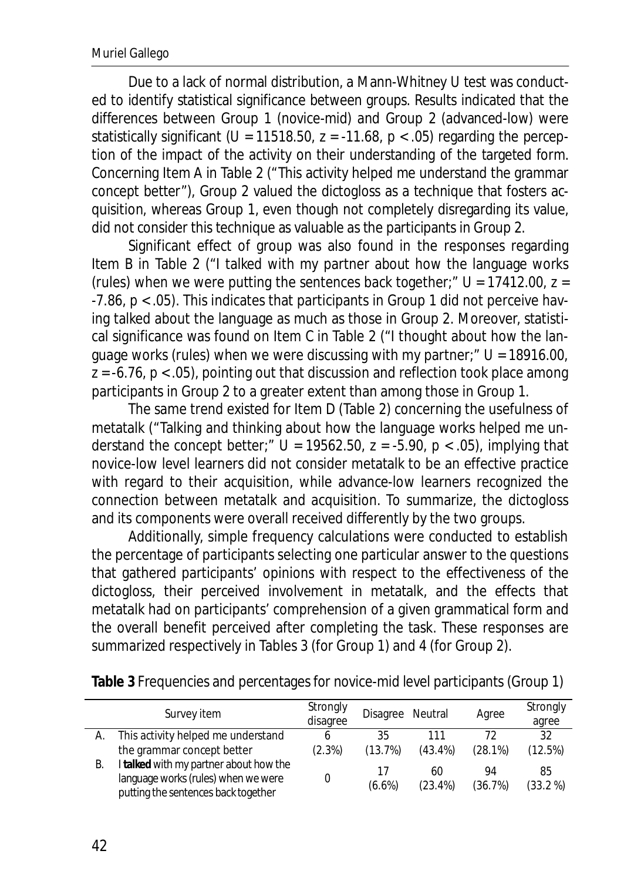Due to a lack of normal distribution, a Mann-Whitney U test was conducted to identify statistical significance between groups. Results indicated that the differences between Group 1 (novice-mid) and Group 2 (advanced-low) were statistically significant ($U = 11518.50$, $z = -11.68$, $p < .05$) regarding the perception of the impact of the activity on their understanding of the targeted form. Concerning Item A in Table 2 ("This activity helped me understand the grammar concept better"), Group 2 valued the dictogloss as a technique that fosters acquisition, whereas Group 1, even though not completely disregarding its value, did not consider this technique as valuable as the participants in Group 2.

Significant effect of group was also found in the responses regarding Item B in Table 2 ("I talked with my partner about how the language works (rules) when we were putting the sentences back together;" $U = 17412.00$, $z = -7.86$, $p < .05$). This indicates that participants in Group 1 did not perceive having talked about the language as much as those in Group 2. Moreover, statistical significance was found on Item C in Table 2 ("I thought about how the language works (rules) when we were discussing with my partner;" $U = 18916.00$, $z = -6.76$, $p < .05$), pointing out that discussion and reflection took place among participants in Group 2 to a greater extent than among those in Group 1.

The same trend existed for Item D (Table 2) concerning the usefulness of metatalk ("Talking and thinking about how the language works helped me understand the concept better;" $U = 19562.50$, $z = -5.90$, $p < .05$), implying that novice-low level learners did not consider metatalk to be an effective practice with regard to their acquisition, while advance-low learners recognized the connection between metatalk and acquisition. To summarize, the dictogloss and its components were overall received differently by the two groups.

Additionally, simple frequency calculations were conducted to establish the percentage of participants selecting one particular answer to the questions that gathered participants' opinions with respect to the effectiveness of the dictogloss, their perceived involvement in metatalk, and the effects that metatalk had on participants' comprehension of a given grammatical form and the overall benefit perceived after completing the task. These responses are summarized respectively in Tables 3 (for Group 1) and 4 (for Group 2).

**Table 3** Frequencies and percentages for novice-mid level participants (Group 1)

| | Survey item | Strongly disagree | Disagree | Neutral | Agree | Strongly agree |
|---|---|---|---|---|---|---|
| A. | This activity helped me understand the grammar concept better | 6 (2.3%) | 35 (13.7%) | 111 (43.4%) | 72 (28.1%) | 32 (12.5%) |
| B. | I **talked** with my partner about how the language works (rules) when we were putting the sentences back together | 0 | 17 (6.6%) | 60 (23.4%) | 94 (36.7%) | 85 (33.2 %) |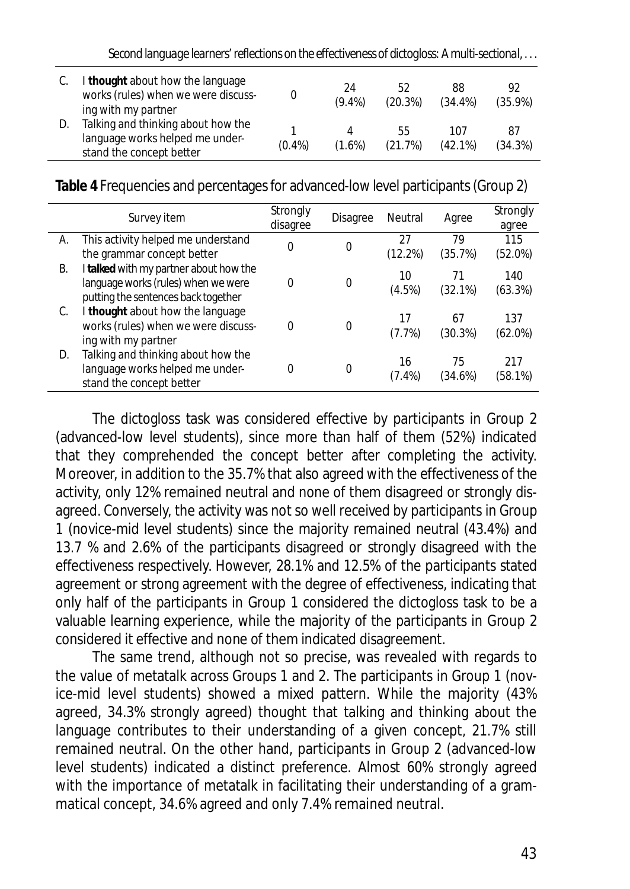| | Survey item | Strongly disagree | Disagree | Neutral | Agree | Strongly agree |
|---|---|---|---|---|---|---|
| C. | I **thought** about how the language works (rules) when we were discussing with my partner | 0 | 24 (9.4%) | 52 (20.3%) | 88 (34.4%) | 92 (35.9%) |
| D. | Talking and thinking about how the language works helped me understand the concept better | 1 (0.4%) | 4 (1.6%) | 55 (21.7%) | 107 (42.1%) | 87 (34.3%) |

**Table 4** Frequencies and percentages for advanced-low level participants (Group 2)

| | Survey item | Strongly disagree | Disagree | Neutral | Agree | Strongly agree |
|---|---|---|---|---|---|---|
| A. | This activity helped me understand the grammar concept better | 0 | 0 | 27 (12.2%) | 79 (35.7%) | 115 (52.0%) |
| B. | I **talked** with my partner about how the language works (rules) when we were putting the sentences back together | 0 | 0 | 10 (4.5%) | 71 (32.1%) | 140 (63.3%) |
| C. | I **thought** about how the language works (rules) when we were discussing with my partner | 0 | 0 | 17 (7.7%) | 67 (30.3%) | 137 (62.0%) |
| D. | Talking and thinking about how the language works helped me understand the concept better | 0 | 0 | 16 (7.4%) | 75 (34.6%) | 217 (58.1%) |

The dictogloss task was considered effective by participants in Group 2 (advanced-low level students), since more than half of them (52%) indicated that they comprehended the concept better after completing the activity. Moreover, in addition to the 35.7% that also agreed with the effectiveness of the activity, only 12% remained neutral and none of them disagreed or strongly disagreed. Conversely, the activity was not so well received by participants in Group 1 (novice-mid level students) since the majority remained neutral (43.4%) and 13.7 % and 2.6% of the participants disagreed or strongly disagreed with the effectiveness respectively. However, 28.1% and 12.5% of the participants stated agreement or strong agreement with the degree of effectiveness, indicating that only half of the participants in Group 1 considered the dictogloss task to be a valuable learning experience, while the majority of the participants in Group 2 considered it effective and none of them indicated disagreement.

The same trend, although not so precise, was revealed with regards to the value of metatalk across Groups 1 and 2. The participants in Group 1 (novice-mid level students) showed a mixed pattern. While the majority (43% agreed, 34.3% strongly agreed) thought that talking and thinking about the language contributes to their understanding of a given concept, 21.7% still remained neutral. On the other hand, participants in Group 2 (advanced-low level students) indicated a distinct preference. Almost 60% strongly agreed with the importance of metatalk in facilitating their understanding of a grammatical concept, 34.6% agreed and only 7.4% remained neutral.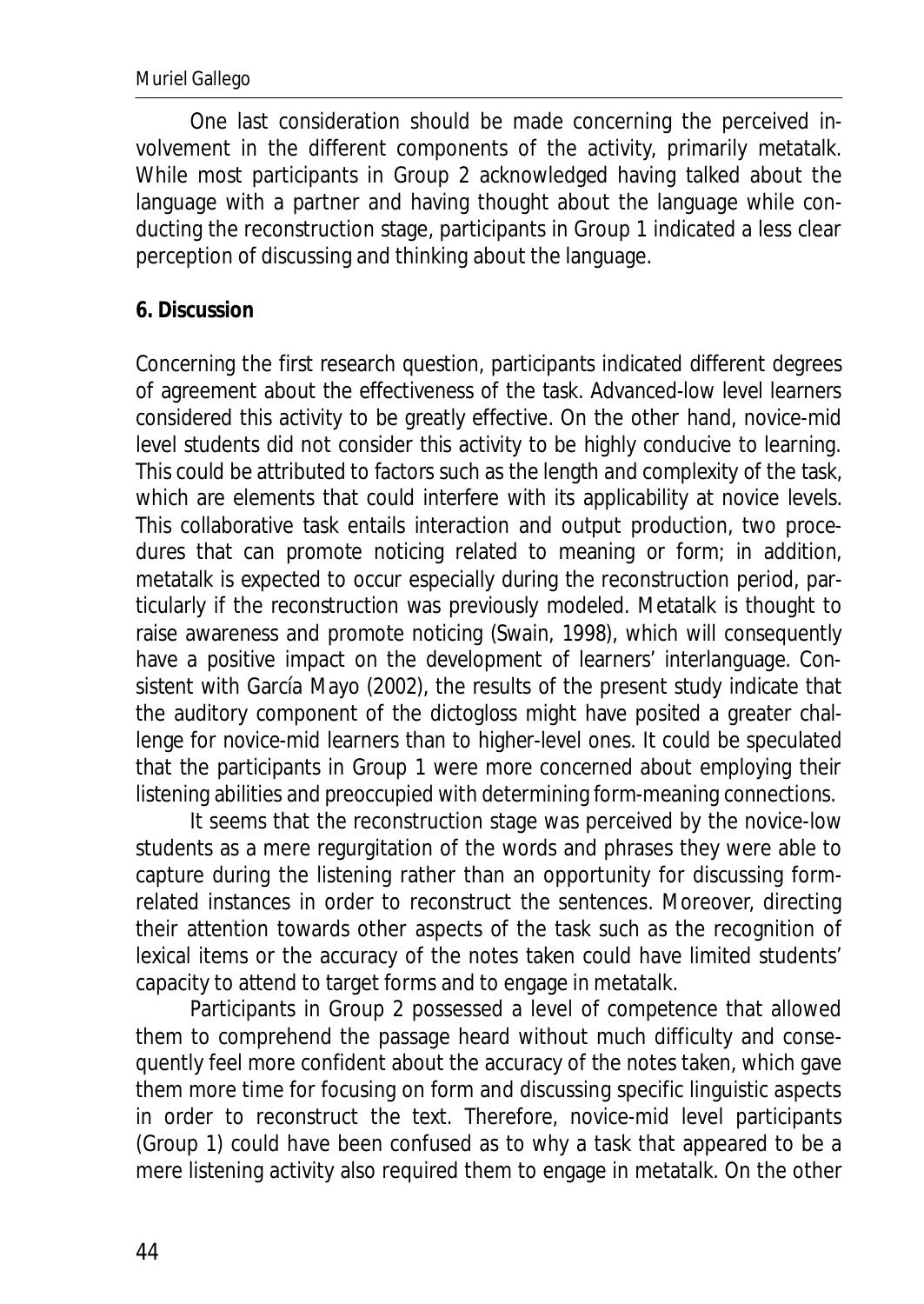One last consideration should be made concerning the perceived involvement in the different components of the activity, primarily metatalk. While most participants in Group 2 acknowledged having talked about the language with a partner and having thought about the language while conducting the reconstruction stage, participants in Group 1 indicated a less clear perception of discussing and thinking about the language.

## 6. Discussion

Concerning the first research question, participants indicated different degrees of agreement about the effectiveness of the task. Advanced-low level learners considered this activity to be greatly effective. On the other hand, novice-mid level students did not consider this activity to be highly conducive to learning. This could be attributed to factors such as the length and complexity of the task, which are elements that could interfere with its applicability at novice levels. This collaborative task entails interaction and output production, two procedures that can promote noticing related to meaning or form; in addition, metatalk is expected to occur especially during the reconstruction period, particularly if the reconstruction was previously modeled. Metatalk is thought to raise awareness and promote noticing (Swain, 1998), which will consequently have a positive impact on the development of learners' interlanguage. Consistent with García Mayo (2002), the results of the present study indicate that the auditory component of the dictogloss might have posited a greater challenge for novice-mid learners than to higher-level ones. It could be speculated that the participants in Group 1 were more concerned about employing their listening abilities and preoccupied with determining form-meaning connections.

It seems that the reconstruction stage was perceived by the novice-low students as a mere regurgitation of the words and phrases they were able to capture during the listening rather than an opportunity for discussing form-related instances in order to reconstruct the sentences. Moreover, directing their attention towards other aspects of the task such as the recognition of lexical items or the accuracy of the notes taken could have limited students' capacity to attend to target forms and to engage in metatalk.

Participants in Group 2 possessed a level of competence that allowed them to comprehend the passage heard without much difficulty and consequently feel more confident about the accuracy of the notes taken, which gave them more time for focusing on form and discussing specific linguistic aspects in order to reconstruct the text. Therefore, novice-mid level participants (Group 1) could have been confused as to why a task that appeared to be a mere listening activity also required them to engage in metatalk. On the other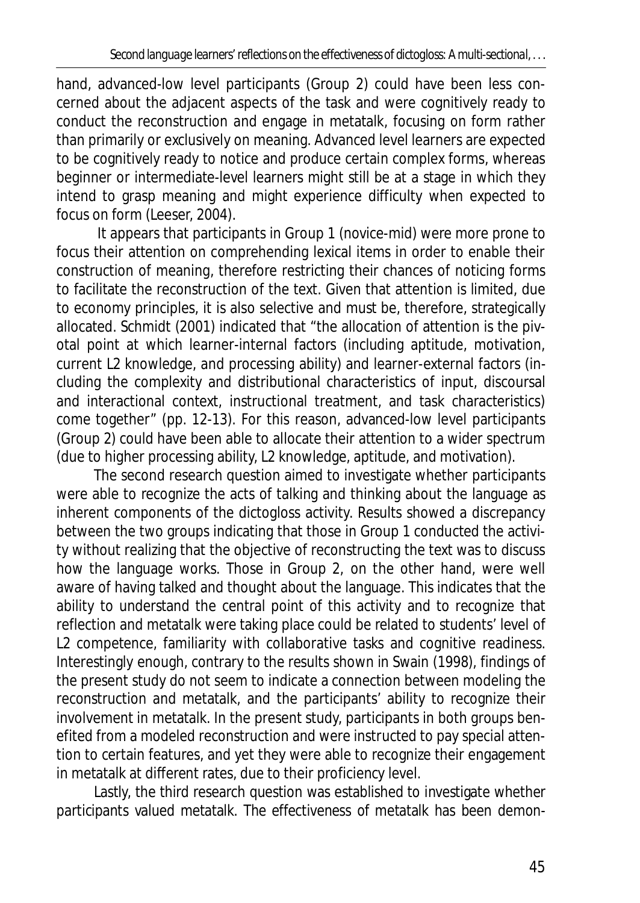hand, advanced-low level participants (Group 2) could have been less concerned about the adjacent aspects of the task and were cognitively ready to conduct the reconstruction and engage in metatalk, focusing on form rather than primarily or exclusively on meaning. Advanced level learners are expected to be cognitively ready to notice and produce certain complex forms, whereas beginner or intermediate-level learners might still be at a stage in which they intend to grasp meaning and might experience difficulty when expected to focus on form (Leeser, 2004).

It appears that participants in Group 1 (novice-mid) were more prone to focus their attention on comprehending lexical items in order to enable their construction of meaning, therefore restricting their chances of noticing forms to facilitate the reconstruction of the text. Given that attention is limited, due to economy principles, it is also selective and must be, therefore, strategically allocated. Schmidt (2001) indicated that "the allocation of attention is the pivotal point at which learner-internal factors (including aptitude, motivation, current L2 knowledge, and processing ability) and learner-external factors (including the complexity and distributional characteristics of input, discoursal and interactional context, instructional treatment, and task characteristics) come together" (pp. 12-13). For this reason, advanced-low level participants (Group 2) could have been able to allocate their attention to a wider spectrum (due to higher processing ability, L2 knowledge, aptitude, and motivation).

The second research question aimed to investigate whether participants were able to recognize the acts of talking and thinking about the language as inherent components of the dictogloss activity. Results showed a discrepancy between the two groups indicating that those in Group 1 conducted the activity without realizing that the objective of reconstructing the text was to discuss how the language works. Those in Group 2, on the other hand, were well aware of having talked and thought about the language. This indicates that the ability to understand the central point of this activity and to recognize that reflection and metatalk were taking place could be related to students' level of L2 competence, familiarity with collaborative tasks and cognitive readiness. Interestingly enough, contrary to the results shown in Swain (1998), findings of the present study do not seem to indicate a connection between modeling the reconstruction and metatalk, and the participants' ability to recognize their involvement in metatalk. In the present study, participants in both groups benefited from a modeled reconstruction and were instructed to pay special attention to certain features, and yet they were able to recognize their engagement in metatalk at different rates, due to their proficiency level.

Lastly, the third research question was established to investigate whether participants valued metatalk. The effectiveness of metatalk has been demon-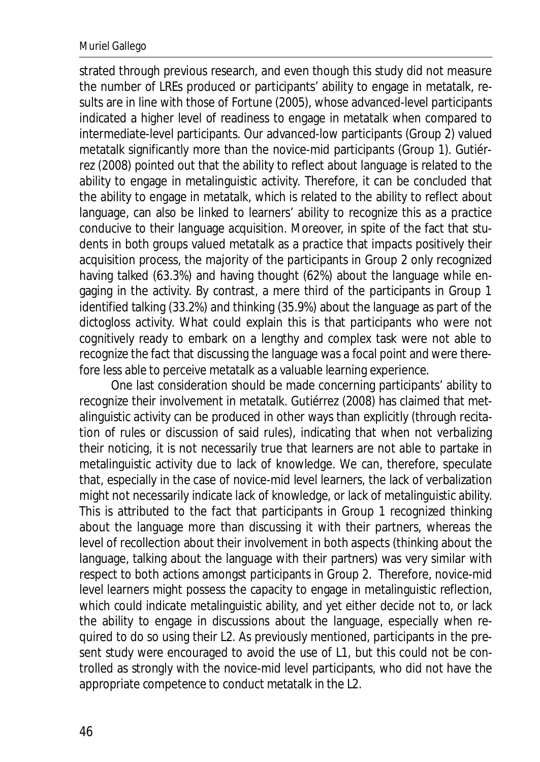strated through previous research, and even though this study did not measure the number of LREs produced or participants' ability to engage in metatalk, results are in line with those of Fortune (2005), whose advanced-level participants indicated a higher level of readiness to engage in metatalk when compared to intermediate-level participants. Our advanced-low participants (Group 2) valued metatalk significantly more than the novice-mid participants (Group 1). Gutiérrez (2008) pointed out that the ability to reflect about language is related to the ability to engage in metalinguistic activity. Therefore, it can be concluded that the ability to engage in metatalk, which is related to the ability to reflect about language, can also be linked to learners' ability to recognize this as a practice conducive to their language acquisition. Moreover, in spite of the fact that students in both groups valued metatalk as a practice that impacts positively their acquisition process, the majority of the participants in Group 2 only recognized having talked (63.3%) and having thought (62%) about the language while engaging in the activity. By contrast, a mere third of the participants in Group 1 identified talking (33.2%) and thinking (35.9%) about the language as part of the dictogloss activity. What could explain this is that participants who were not cognitively ready to embark on a lengthy and complex task were not able to recognize the fact that discussing the language was a focal point and were therefore less able to perceive metatalk as a valuable learning experience.

One last consideration should be made concerning participants' ability to recognize their involvement in metatalk. Gutiérrez (2008) has claimed that metalinguistic activity can be produced in other ways than explicitly (through recitation of rules or discussion of said rules), indicating that when not verbalizing their noticing, it is not necessarily true that learners are not able to partake in metalinguistic activity due to lack of knowledge. We can, therefore, speculate that, especially in the case of novice-mid level learners, the lack of verbalization might not necessarily indicate lack of knowledge, or lack of metalinguistic ability. This is attributed to the fact that participants in Group 1 recognized thinking about the language more than discussing it with their partners, whereas the level of recollection about their involvement in both aspects (thinking about the language, talking about the language with their partners) was very similar with respect to both actions amongst participants in Group 2. Therefore, novice-mid level learners might possess the capacity to engage in metalinguistic reflection, which could indicate metalinguistic ability, and yet either decide not to, or lack the ability to engage in discussions about the language, especially when required to do so using their L2. As previously mentioned, participants in the present study were encouraged to avoid the use of L1, but this could not be controlled as strongly with the novice-mid level participants, who did not have the appropriate competence to conduct metatalk in the L2.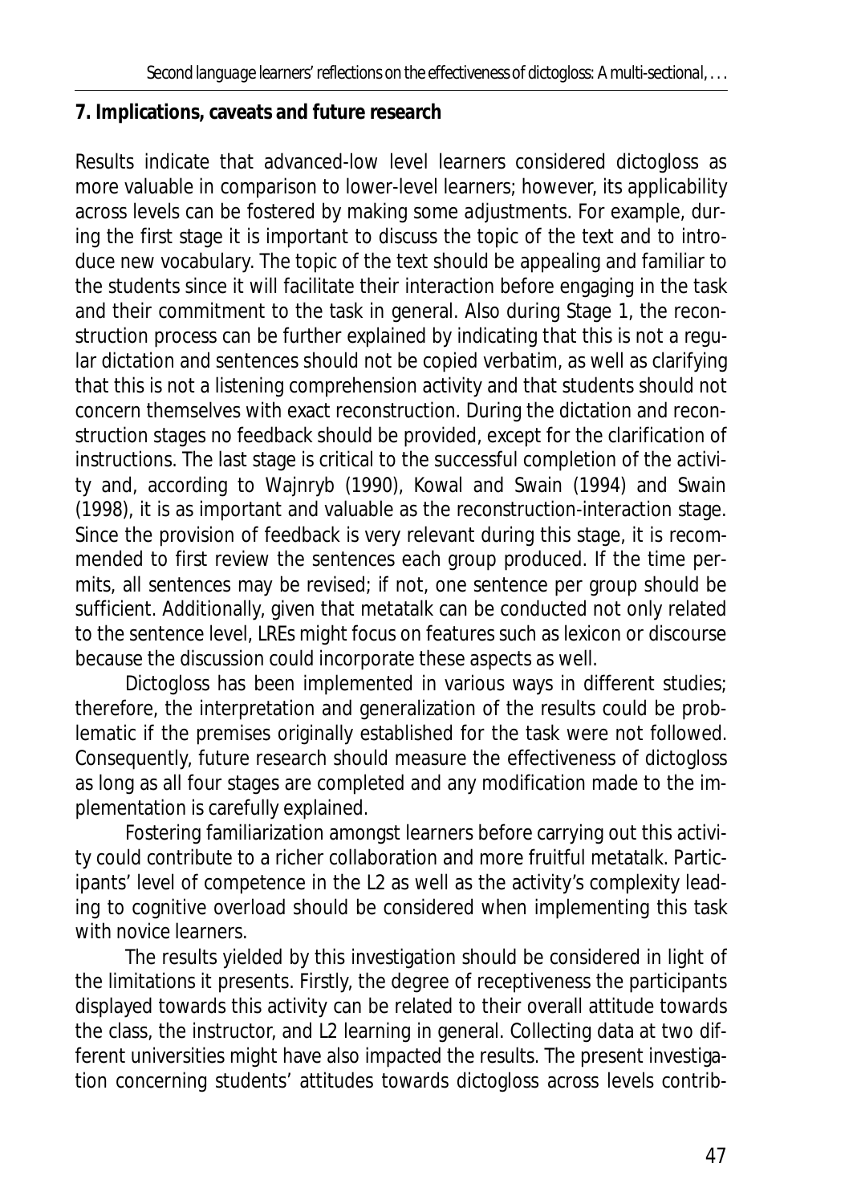## 7. Implications, caveats and future research

Results indicate that advanced-low level learners considered dictogloss as more valuable in comparison to lower-level learners; however, its applicability across levels can be fostered by making some adjustments. For example, during the first stage it is important to discuss the topic of the text and to introduce new vocabulary. The topic of the text should be appealing and familiar to the students since it will facilitate their interaction before engaging in the task and their commitment to the task in general. Also during Stage 1, the reconstruction process can be further explained by indicating that this is not a regular dictation and sentences should not be copied verbatim, as well as clarifying that this is not a listening comprehension activity and that students should not concern themselves with exact reconstruction. During the dictation and reconstruction stages no feedback should be provided, except for the clarification of instructions. The last stage is critical to the successful completion of the activity and, according to Wajnryb (1990), Kowal and Swain (1994) and Swain (1998), it is as important and valuable as the reconstruction-interaction stage. Since the provision of feedback is very relevant during this stage, it is recommended to first review the sentences each group produced. If the time permits, all sentences may be revised; if not, one sentence per group should be sufficient. Additionally, given that metatalk can be conducted not only related to the sentence level, LREs might focus on features such as lexicon or discourse because the discussion could incorporate these aspects as well.

Dictogloss has been implemented in various ways in different studies; therefore, the interpretation and generalization of the results could be problematic if the premises originally established for the task were not followed. Consequently, future research should measure the effectiveness of dictogloss as long as all four stages are completed and any modification made to the implementation is carefully explained.

Fostering familiarization amongst learners before carrying out this activity could contribute to a richer collaboration and more fruitful metatalk. Participants' level of competence in the L2 as well as the activity's complexity leading to cognitive overload should be considered when implementing this task with novice learners.

The results yielded by this investigation should be considered in light of the limitations it presents. Firstly, the degree of receptiveness the participants displayed towards this activity can be related to their overall attitude towards the class, the instructor, and L2 learning in general. Collecting data at two different universities might have also impacted the results. The present investigation concerning students' attitudes towards dictogloss across levels contrib-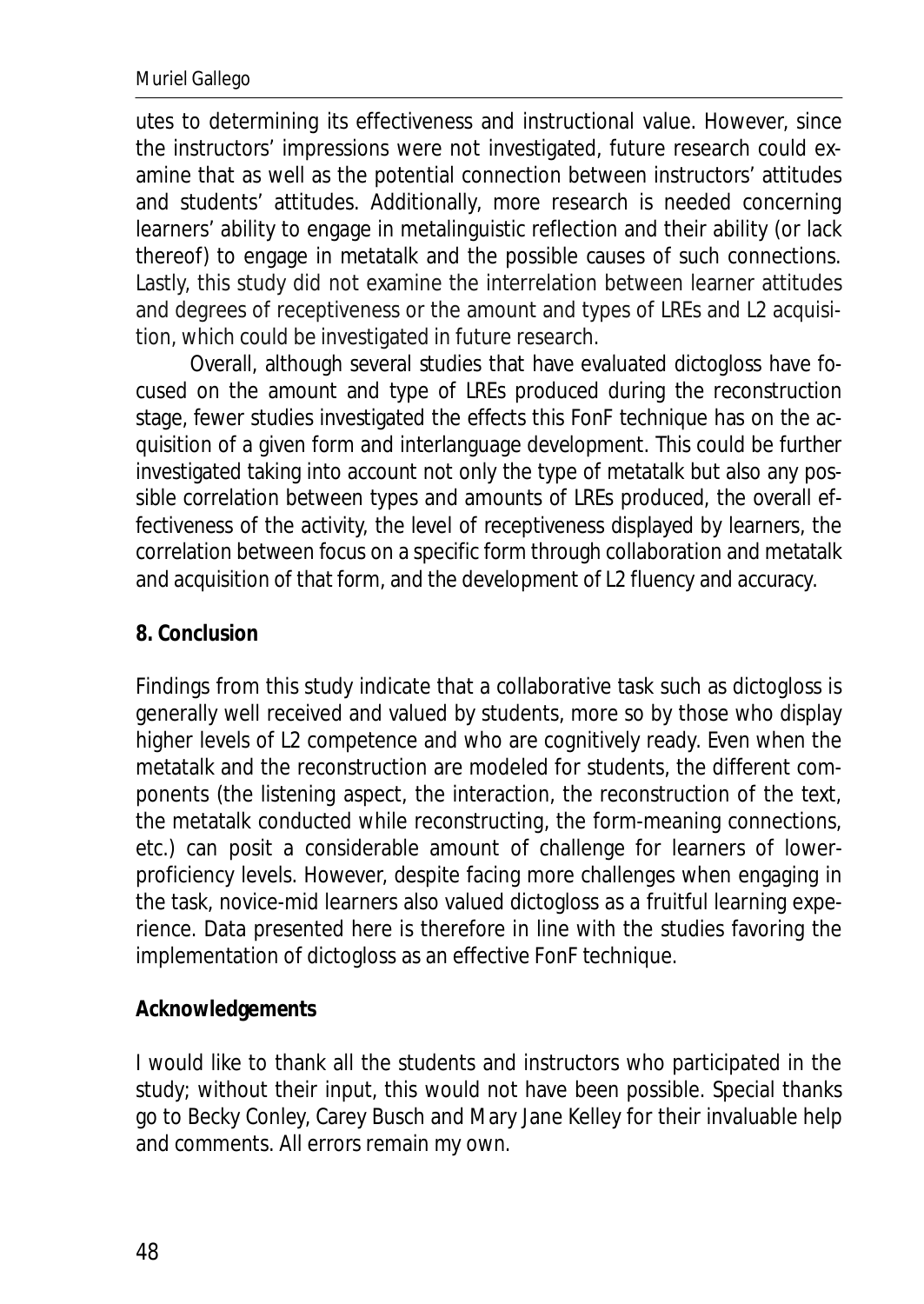utes to determining its effectiveness and instructional value. However, since the instructors' impressions were not investigated, future research could examine that as well as the potential connection between instructors' attitudes and students' attitudes. Additionally, more research is needed concerning learners' ability to engage in metalinguistic reflection and their ability (or lack thereof) to engage in metatalk and the possible causes of such connections. Lastly, this study did not examine the interrelation between learner attitudes and degrees of receptiveness or the amount and types of LREs and L2 acquisition, which could be investigated in future research.

Overall, although several studies that have evaluated dictogloss have focused on the amount and type of LREs produced during the reconstruction stage, fewer studies investigated the effects this FonF technique has on the acquisition of a given form and interlanguage development. This could be further investigated taking into account not only the type of metatalk but also any possible correlation between types and amounts of LREs produced, the overall effectiveness of the activity, the level of receptiveness displayed by learners, the correlation between focus on a specific form through collaboration and metatalk and acquisition of that form, and the development of L2 fluency and accuracy.

## 8. Conclusion

Findings from this study indicate that a collaborative task such as dictogloss is generally well received and valued by students, more so by those who display higher levels of L2 competence and who are cognitively ready. Even when the metatalk and the reconstruction are modeled for students, the different components (the listening aspect, the interaction, the reconstruction of the text, the metatalk conducted while reconstructing, the form-meaning connections, etc.) can posit a considerable amount of challenge for learners of lower-proficiency levels. However, despite facing more challenges when engaging in the task, novice-mid learners also valued dictogloss as a fruitful learning experience. Data presented here is therefore in line with the studies favoring the implementation of dictogloss as an effective FonF technique.

## Acknowledgements

I would like to thank all the students and instructors who participated in the study; without their input, this would not have been possible. Special thanks go to Becky Conley, Carey Busch and Mary Jane Kelley for their invaluable help and comments. All errors remain my own.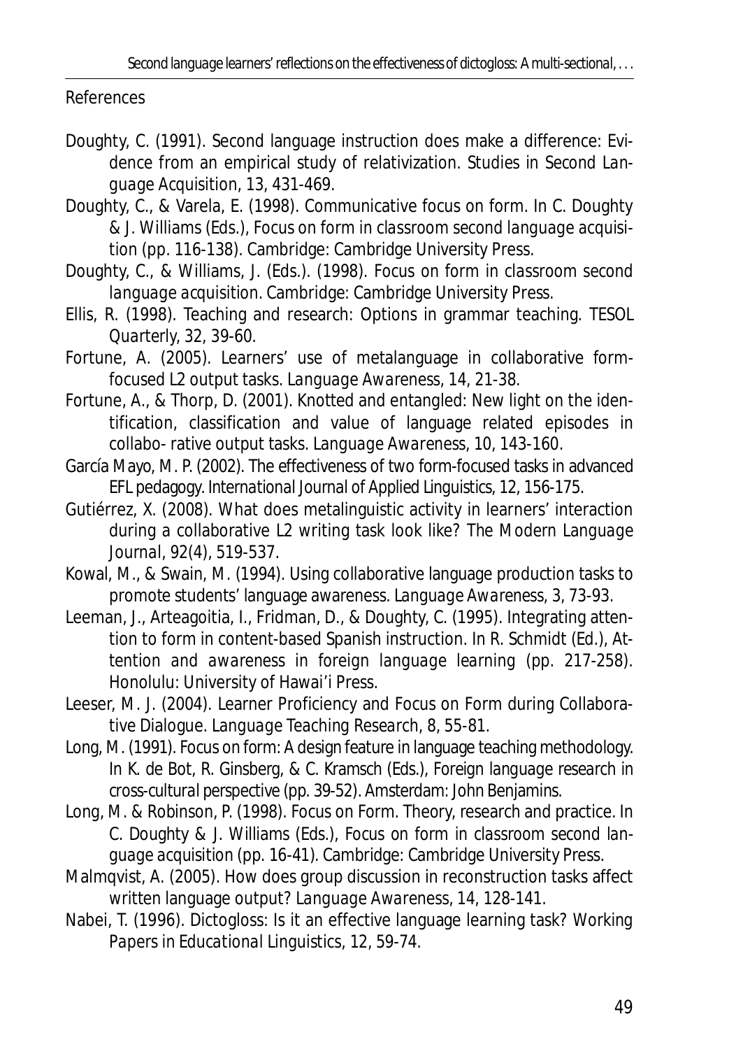## References

Doughty, C. (1991). Second language instruction does make a difference: Evidence from an empirical study of relativization. *Studies in Second Language Acquisition*, 13, 431-469.

Doughty, C., & Varela, E. (1998). Communicative focus on form. In C. Doughty & J. Williams (Eds.), *Focus on form in classroom second language acquisition* (pp. 116-138). Cambridge: Cambridge University Press.

Doughty, C., & Williams, J. (Eds.). (1998). *Focus on form in classroom second language acquisition*. Cambridge: Cambridge University Press.

Ellis, R. (1998). Teaching and research: Options in grammar teaching. *TESOL Quarterly*, 32, 39-60.

Fortune, A. (2005). Learners' use of metalanguage in collaborative form-focused L2 output tasks. *Language Awareness*, 14, 21-38.

Fortune, A., & Thorp, D. (2001). Knotted and entangled: New light on the identification, classification and value of language related episodes in collabo- rative output tasks. *Language Awareness*, 10, 143-160.

García Mayo, M. P. (2002). The effectiveness of two form-focused tasks in advanced EFL pedagogy. *International Journal of Applied Linguistics*, 12, 156-175.

Gutiérrez, X. (2008). What does metalinguistic activity in learners' interaction during a collaborative L2 writing task look like? *The Modern Language Journal*, 92(4), 519-537.

Kowal, M., & Swain, M. (1994). Using collaborative language production tasks to promote students' language awareness. *Language Awareness*, 3, 73-93.

Leeman, J., Arteagoitia, I., Fridman, D., & Doughty, C. (1995). Integrating attention to form in content-based Spanish instruction. In R. Schmidt (Ed.), *Attention and awareness in foreign language learning* (pp. 217-258). Honolulu: University of Hawai'i Press.

Leeser, M. J. (2004). Learner Proficiency and Focus on Form during Collaborative Dialogue. *Language Teaching Research*, 8, 55-81.

Long, M. (1991). Focus on form: A design feature in language teaching methodology. In K. de Bot, R. Ginsberg, & C. Kramsch (Eds.), *Foreign language research in cross-cultural perspective* (pp. 39-52). Amsterdam: John Benjamins.

Long, M. & Robinson, P. (1998). Focus on Form. Theory, research and practice. In C. Doughty & J. Williams (Eds.), *Focus on form in classroom second language acquisition* (pp. 16-41). Cambridge: Cambridge University Press.

Malmqvist, A. (2005). How does group discussion in reconstruction tasks affect written language output? *Language Awareness*, 14, 128-141.

Nabei, T. (1996). Dictogloss: Is it an effective language learning task? *Working Papers in Educational Linguistics*, 12, 59-74.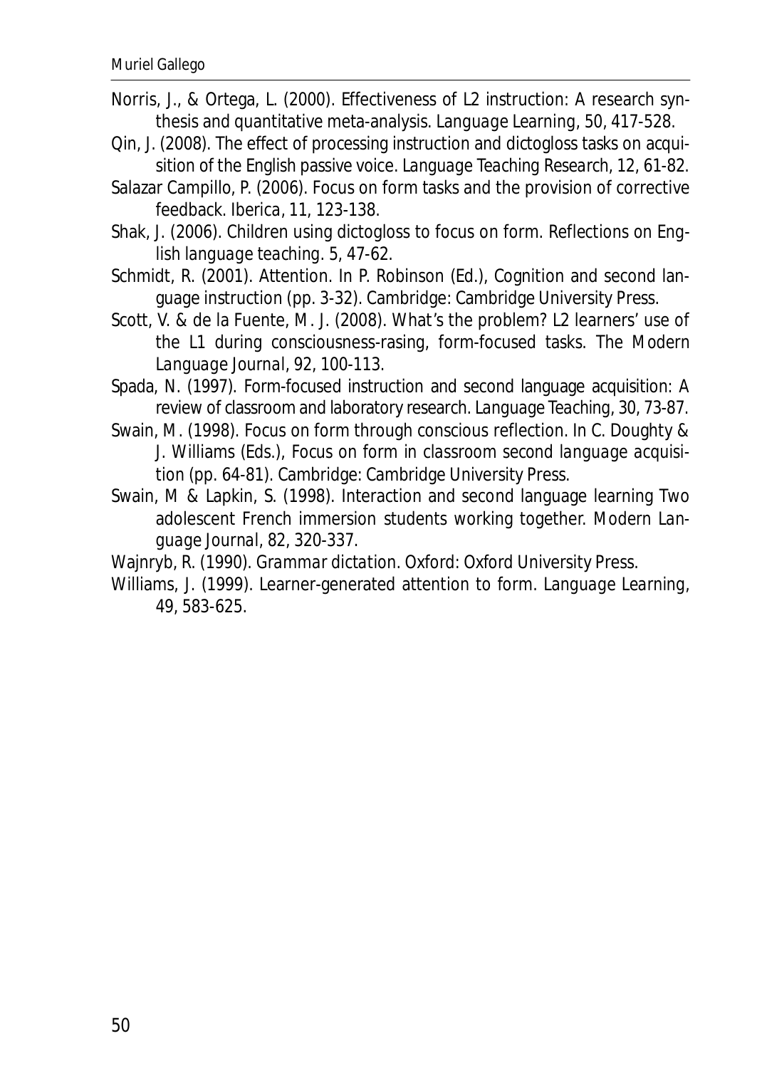Norris, J., & Ortega, L. (2000). Effectiveness of L2 instruction: A research synthesis and quantitative meta-analysis. *Language Learning*, 50, 417-528.

Qin, J. (2008). The effect of processing instruction and dictogloss tasks on acquisition of the English passive voice. *Language Teaching Research*, 12, 61-82.

Salazar Campillo, P. (2006). Focus on form tasks and the provision of corrective feedback. *Iberica*, 11, 123-138.

Shak, J. (2006). Children using dictogloss to focus on form. *Reflections on English language teaching*. 5, 47-62.

Schmidt, R. (2001). Attention. In P. Robinson (Ed.), *Cognition and second language instruction* (pp. 3-32). Cambridge: Cambridge University Press.

Scott, V. & de la Fuente, M. J. (2008). What's the problem? L2 learners' use of the L1 during consciousness-rasing, form-focused tasks. *The Modern Language Journal*, 92, 100-113.

Spada, N. (1997). Form-focused instruction and second language acquisition: A review of classroom and laboratory research. *Language Teaching*, 30, 73-87.

Swain, M. (1998). Focus on form through conscious reflection. In C. Doughty & J. Williams (Eds.), *Focus on form in classroom second language acquisition* (pp. 64-81). Cambridge: Cambridge University Press.

Swain, M & Lapkin, S. (1998). Interaction and second language learning Two adolescent French immersion students working together. *Modern Language Journal*, 82, 320-337.

Wajnryb, R. (1990). *Grammar dictation*. Oxford: Oxford University Press.

Williams, J. (1999). Learner-generated attention to form. *Language Learning*, 49, 583-625.